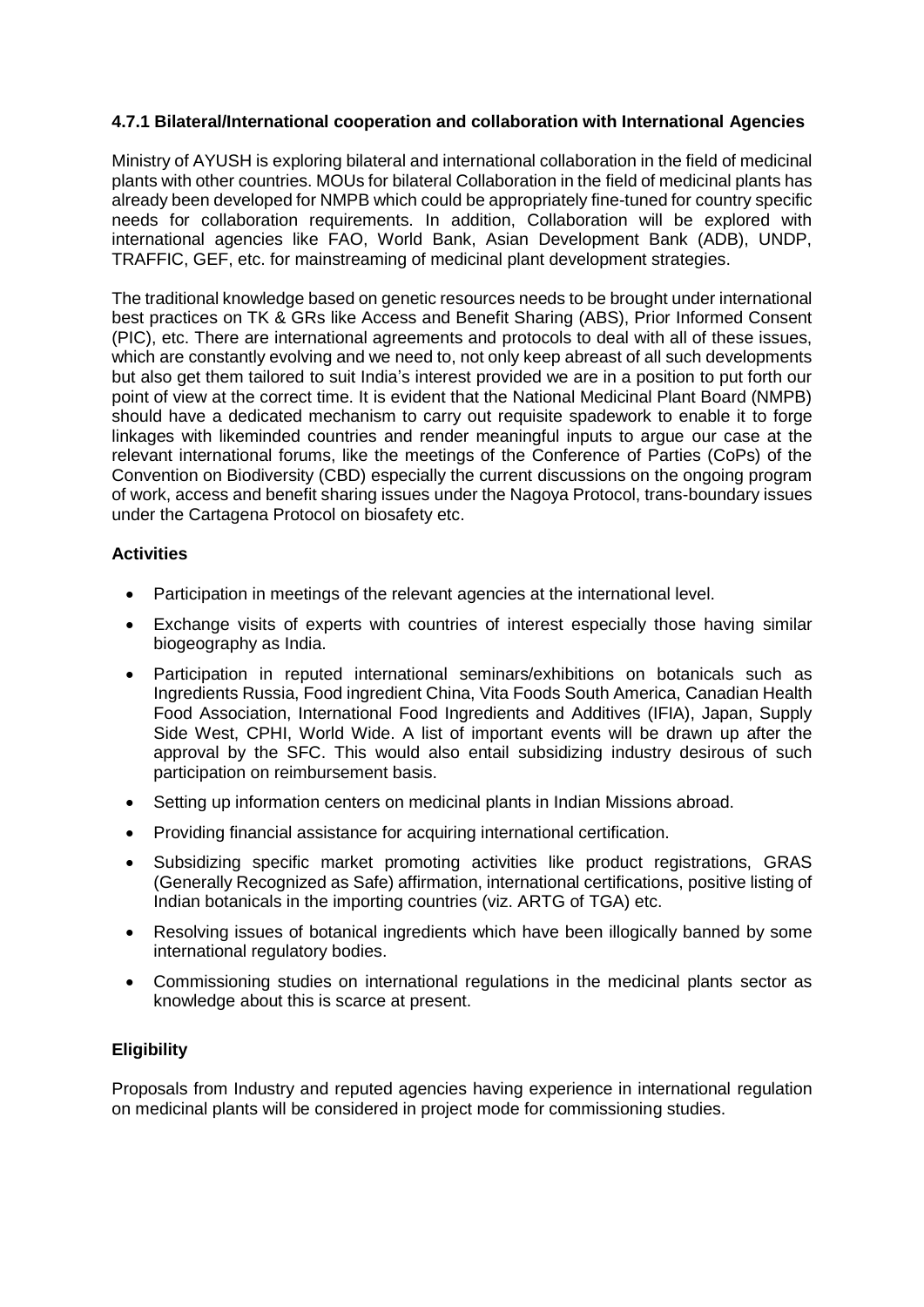#### 4.7.1 Bilateral/International cooperation and collaboration with International Agencies

Ministry of AYUSH is exploring bilateral and international collaboration in the field of medicinal plants with other countries. MOUs for bilateral Collaboration in the field of medicinal plants has already been developed for NMPB which could be appropriately fine-tuned for country specific needs for collaboration requirements. In addition, Collaboration will be explored with international agencies like FAO, World Bank, Asian Development Bank (ADB), UNDP, TRAFFIC, GEF, etc. for mainstreaming of medicinal plant development strategies.

The traditional knowledge based on genetic resources needs to be brought under international best practices on TK & GRs like Access and Benefit Sharing (ABS), Prior Informed Consent (PIC), etc. There are international agreements and protocols to deal with all of these issues, which are constantly evolving and we need to, not only keep abreast of all such developments but also get them tailored to suit India's interest provided we are in a position to put forth our point of view at the correct time. It is evident that the National Medicinal Plant Board (NMPB) should have a dedicated mechanism to carry out requisite spadework to enable it to forge linkages with likeminded countries and render meaningful inputs to argue our case at the relevant international forums, like the meetings of the Conference of Parties (CoPs) of the Convention on Biodiversity (CBD) especially the current discussions on the ongoing program of work, access and benefit sharing issues under the Nagoya Protocol, trans-boundary issues under the Cartagena Protocol on biosafety etc.

**Activities**

- Participation in meetings of the relevant agencies at the international level.
- Exchange visits of experts with countries of interest especially those having similar biogeography as India.
- Participation in reputed international seminars/exhibitions on botanicals such as Ingredients Russia, Food ingredient China, Vita Foods South America, Canadian Health Food Association, International Food Ingredients and Additives (IFIA), Japan, Supply Side West, CPHI, World Wide. A list of important events will be drawn up after the approval by the SFC. This would also entail subsidizing industry desirous of such participation on reimbursement basis.
- Setting up information centers on medicinal plants in Indian Missions abroad.
- Providing financial assistance for acquiring international certification.
- Subsidizing specific market promoting activities like product registrations, GRAS (Generally Recognized as Safe) affirmation, international certifications, positive listing of Indian botanicals in the importing countries (viz. ARTG of TGA) etc.
- Resolving issues of botanical ingredients which have been illogically banned by some international regulatory bodies.
- Commissioning studies on international regulations in the medicinal plants sector as knowledge about this is scarce at present.

**Eligibility**

Proposals from Industry and reputed agencies having experience in international regulation on medicinal plants will be considered in project mode for commissioning studies.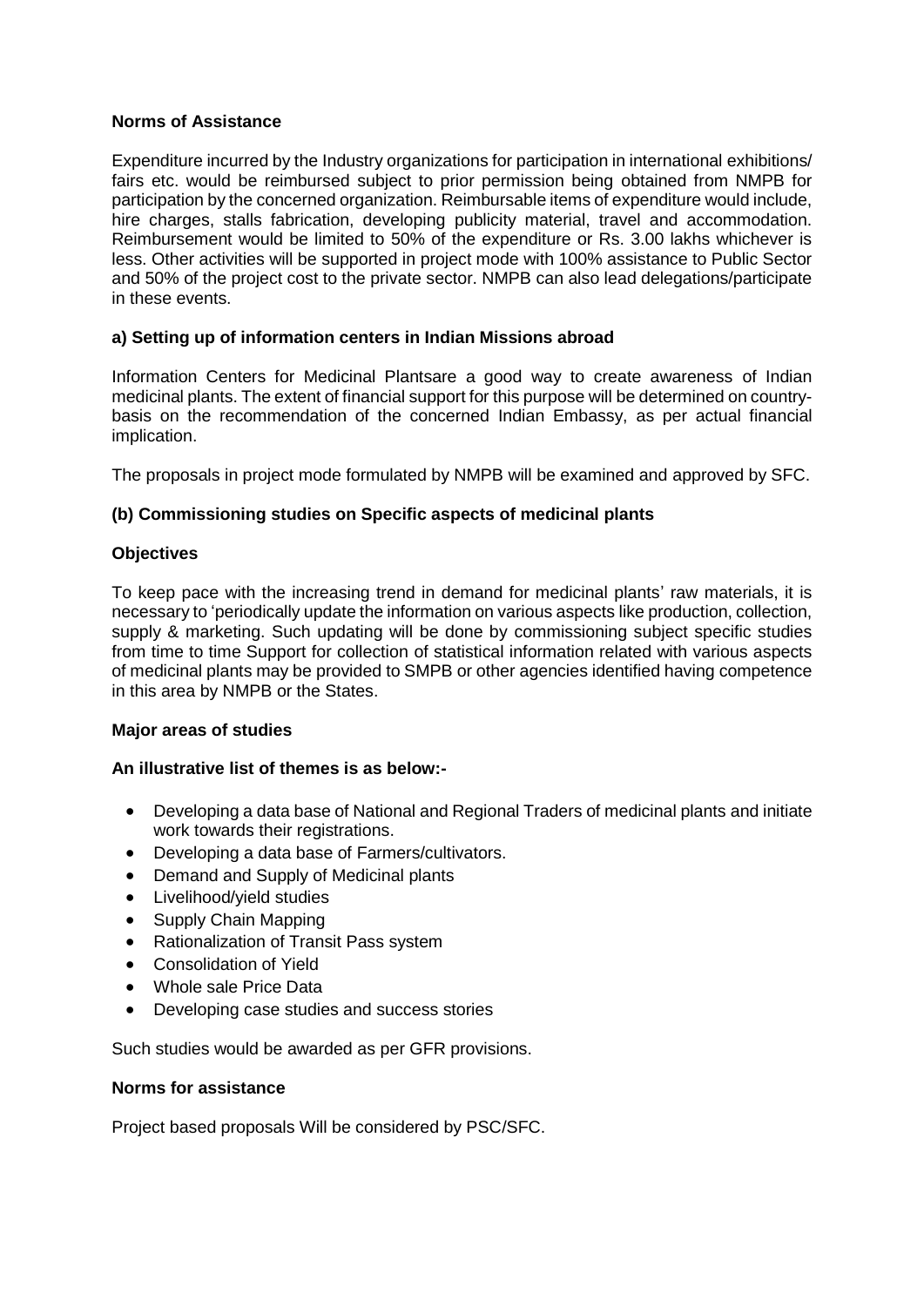**Norms of Assistance**

Expenditure incurred by the Industry organizations for participation in international exhibitions/ fairs etc. would be reimbursed subject to prior permission being obtained from NMPB for participation by the concerned organization. Reimbursable items of expenditure would include, hire charges, stalls fabrication, developing publicity material, travel and accommodation. Reimbursement would be limited to 50% of the expenditure or Rs. 3.00 lakhs whichever is less. Other activities will be supported in project mode with 100% assistance to Public Sector and 50% of the project cost to the private sector. NMPB can also lead delegations/participate in these events.

**a) Setting up of information centers in Indian Missions abroad**

Information Centers for Medicinal Plantsare a good way to create awareness of Indian medicinal plants. The extent of financial support for this purpose will be determined on country-basis on the recommendation of the concerned Indian Embassy, as per actual financial implication.

The proposals in project mode formulated by NMPB will be examined and approved by SFC.

**(b) Commissioning studies on Specific aspects of medicinal plants**

**Objectives**

To keep pace with the increasing trend in demand for medicinal plants' raw materials, it is necessary to 'periodically update the information on various aspects like production, collection, supply & marketing. Such updating will be done by commissioning subject specific studies from time to time Support for collection of statistical information related with various aspects of medicinal plants may be provided to SMPB or other agencies identified having competence in this area by NMPB or the States.

**Major areas of studies**

**An illustrative list of themes is as below:-**

- Developing a data base of National and Regional Traders of medicinal plants and initiate work towards their registrations.
- Developing a data base of Farmers/cultivators.
- Demand and Supply of Medicinal plants
- Livelihood/yield studies
- Supply Chain Mapping
- Rationalization of Transit Pass system
- Consolidation of Yield
- Whole sale Price Data
- Developing case studies and success stories

Such studies would be awarded as per GFR provisions.

**Norms for assistance**

Project based proposals Will be considered by PSC/SFC.